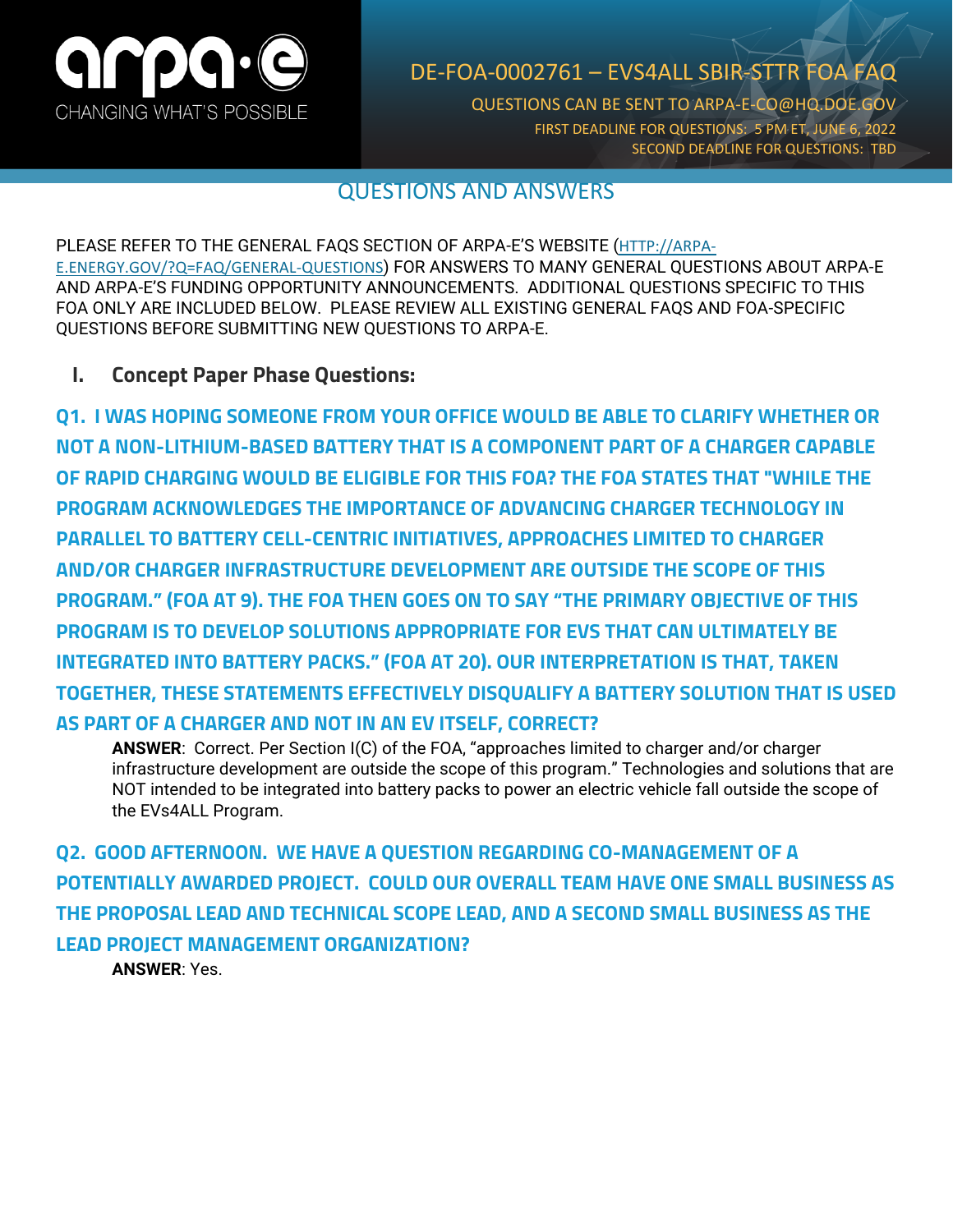# DE-FOA-0002761 – EVS4ALL SBIR-STTR FOA FAQ

QUESTIONS CAN BE SENT TO ARPA-E-CO@HQ.DOE.GOV

FIRST DEADLINE FOR QUESTIONS: 5 PM ET, JUNE 6, 2022

SECOND DEADLINE FOR QUESTIONS: TBD

## QUESTIONS AND ANSWERS

PLEASE REFER TO THE GENERAL FAQS SECTION OF ARPA-E'S WEBSITE (HTTP://ARPA-E.ENERGY.GOV/?Q=FAQ/GENERAL-QUESTIONS) FOR ANSWERS TO MANY GENERAL QUESTIONS ABOUT ARPA-E AND ARPA-E'S FUNDING OPPORTUNITY ANNOUNCEMENTS. ADDITIONAL QUESTIONS SPECIFIC TO THIS FOA ONLY ARE INCLUDED BELOW. PLEASE REVIEW ALL EXISTING GENERAL FAQS AND FOA-SPECIFIC QUESTIONS BEFORE SUBMITTING NEW QUESTIONS TO ARPA-E.

## I. Concept Paper Phase Questions:

### Q1. I WAS HOPING SOMEONE FROM YOUR OFFICE WOULD BE ABLE TO CLARIFY WHETHER OR NOT A NON-LITHIUM-BASED BATTERY THAT IS A COMPONENT PART OF A CHARGER CAPABLE OF RAPID CHARGING WOULD BE ELIGIBLE FOR THIS FOA? THE FOA STATES THAT "WHILE THE PROGRAM ACKNOWLEDGES THE IMPORTANCE OF ADVANCING CHARGER TECHNOLOGY IN PARALLEL TO BATTERY CELL-CENTRIC INITIATIVES, APPROACHES LIMITED TO CHARGER AND/OR CHARGER INFRASTRUCTURE DEVELOPMENT ARE OUTSIDE THE SCOPE OF THIS PROGRAM." (FOA AT 9). THE FOA THEN GOES ON TO SAY "THE PRIMARY OBJECTIVE OF THIS PROGRAM IS TO DEVELOP SOLUTIONS APPROPRIATE FOR EVS THAT CAN ULTIMATELY BE INTEGRATED INTO BATTERY PACKS." (FOA AT 20). OUR INTERPRETATION IS THAT, TAKEN TOGETHER, THESE STATEMENTS EFFECTIVELY DISQUALIFY A BATTERY SOLUTION THAT IS USED AS PART OF A CHARGER AND NOT IN AN EV ITSELF, CORRECT?

**ANSWER**: Correct. Per Section I(C) of the FOA, "approaches limited to charger and/or charger infrastructure development are outside the scope of this program." Technologies and solutions that are NOT intended to be integrated into battery packs to power an electric vehicle fall outside the scope of the EVs4ALL Program.

### Q2. GOOD AFTERNOON. WE HAVE A QUESTION REGARDING CO-MANAGEMENT OF A POTENTIALLY AWARDED PROJECT. COULD OUR OVERALL TEAM HAVE ONE SMALL BUSINESS AS THE PROPOSAL LEAD AND TECHNICAL SCOPE LEAD, AND A SECOND SMALL BUSINESS AS THE LEAD PROJECT MANAGEMENT ORGANIZATION?

**ANSWER**: Yes.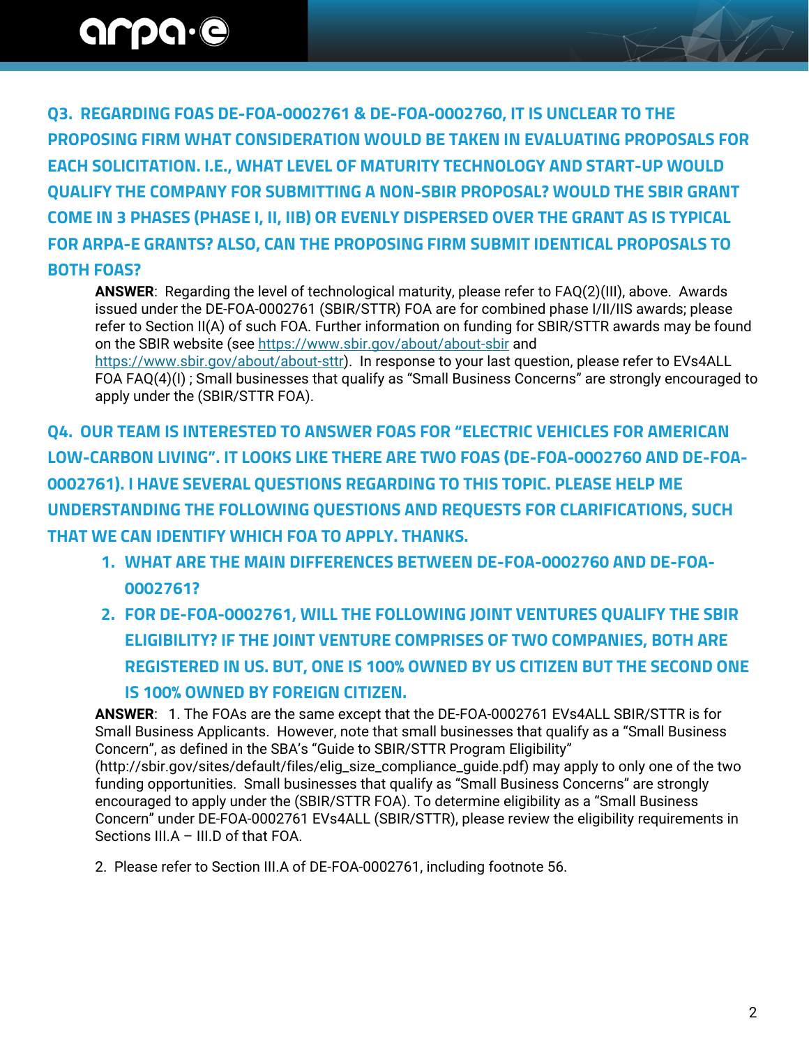## Q3. REGARDING FOAS DE-FOA-0002761 & DE-FOA-0002760, IT IS UNCLEAR TO THE PROPOSING FIRM WHAT CONSIDERATION WOULD BE TAKEN IN EVALUATING PROPOSALS FOR EACH SOLICITATION. I.E., WHAT LEVEL OF MATURITY TECHNOLOGY AND START-UP WOULD QUALIFY THE COMPANY FOR SUBMITTING A NON-SBIR PROPOSAL? WOULD THE SBIR GRANT COME IN 3 PHASES (PHASE I, II, IIB) OR EVENLY DISPERSED OVER THE GRANT AS IS TYPICAL FOR ARPA-E GRANTS? ALSO, CAN THE PROPOSING FIRM SUBMIT IDENTICAL PROPOSALS TO BOTH FOAS?

**ANSWER**: Regarding the level of technological maturity, please refer to FAQ(2)(III), above. Awards issued under the DE-FOA-0002761 (SBIR/STTR) FOA are for combined phase I/II/IIS awards; please refer to Section II(A) of such FOA. Further information on funding for SBIR/STTR awards may be found on the SBIR website (see https://www.sbir.gov/about/about-sbir and https://www.sbir.gov/about/about-sttr). In response to your last question, please refer to EVs4ALL FOA FAQ(4)(I) ; Small businesses that qualify as "Small Business Concerns" are strongly encouraged to apply under the (SBIR/STTR FOA).

## Q4. OUR TEAM IS INTERESTED TO ANSWER FOAS FOR "ELECTRIC VEHICLES FOR AMERICAN LOW-CARBON LIVING". IT LOOKS LIKE THERE ARE TWO FOAS (DE-FOA-0002760 AND DE-FOA-0002761). I HAVE SEVERAL QUESTIONS REGARDING TO THIS TOPIC. PLEASE HELP ME UNDERSTANDING THE FOLLOWING QUESTIONS AND REQUESTS FOR CLARIFICATIONS, SUCH THAT WE CAN IDENTIFY WHICH FOA TO APPLY. THANKS.

1. **WHAT ARE THE MAIN DIFFERENCES BETWEEN DE-FOA-0002760 AND DE-FOA-0002761?**
2. **FOR DE-FOA-0002761, WILL THE FOLLOWING JOINT VENTURES QUALIFY THE SBIR ELIGIBILITY? IF THE JOINT VENTURE COMPRISES OF TWO COMPANIES, BOTH ARE REGISTERED IN US. BUT, ONE IS 100% OWNED BY US CITIZEN BUT THE SECOND ONE IS 100% OWNED BY FOREIGN CITIZEN.**

**ANSWER**: 1. The FOAs are the same except that the DE-FOA-0002761 EVs4ALL SBIR/STTR is for Small Business Applicants. However, note that small businesses that qualify as a "Small Business Concern", as defined in the SBA's "Guide to SBIR/STTR Program Eligibility" (http://sbir.gov/sites/default/files/elig_size_compliance_guide.pdf) may apply to only one of the two funding opportunities. Small businesses that qualify as "Small Business Concerns" are strongly encouraged to apply under the (SBIR/STTR FOA). To determine eligibility as a "Small Business Concern" under DE-FOA-0002761 EVs4ALL (SBIR/STTR), please review the eligibility requirements in Sections III.A – III.D of that FOA.

2. Please refer to Section III.A of DE-FOA-0002761, including footnote 56.